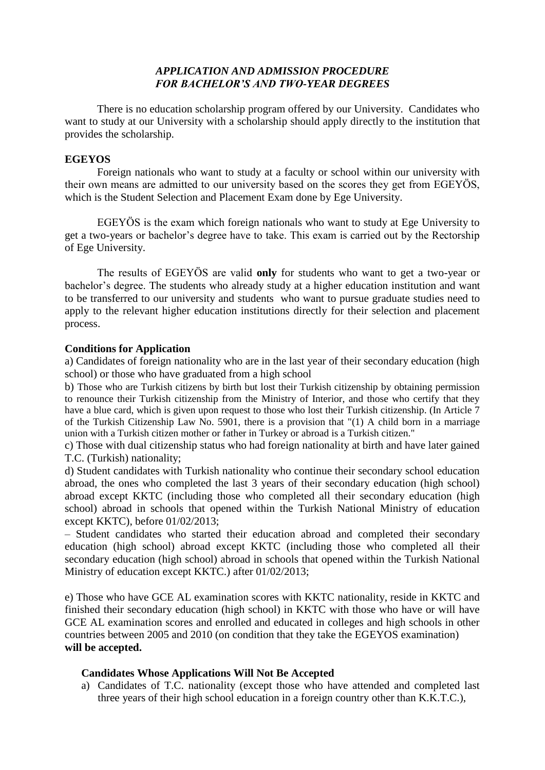*APPLICATION AND ADMISSION PROCEDURE FOR BACHELOR'S AND TWO-YEAR DEGREES*

There is no education scholarship program offered by our University. Candidates who want to study at our University with a scholarship should apply directly to the institution that provides the scholarship.

**EGEYOS**

Foreign nationals who want to study at a faculty or school within our university with their own means are admitted to our university based on the scores they get from EGEYÖS, which is the Student Selection and Placement Exam done by Ege University.

EGEYÖS is the exam which foreign nationals who want to study at Ege University to get a two-years or bachelor's degree have to take. This exam is carried out by the Rectorship of Ege University.

The results of EGEYÖS are valid **only** for students who want to get a two-year or bachelor's degree. The students who already study at a higher education institution and want to be transferred to our university and students who want to pursue graduate studies need to apply to the relevant higher education institutions directly for their selection and placement process.

**Conditions for Application**

a) Candidates of foreign nationality who are in the last year of their secondary education (high school) or those who have graduated from a high school

b) Those who are Turkish citizens by birth but lost their Turkish citizenship by obtaining permission to renounce their Turkish citizenship from the Ministry of Interior, and those who certify that they have a blue card, which is given upon request to those who lost their Turkish citizenship. (In Article 7 of the Turkish Citizenship Law No. 5901, there is a provision that "(1) A child born in a marriage union with a Turkish citizen mother or father in Turkey or abroad is a Turkish citizen."

c) Those with dual citizenship status who had foreign nationality at birth and have later gained T.C. (Turkish) nationality;

d) Student candidates with Turkish nationality who continue their secondary school education abroad, the ones who completed the last 3 years of their secondary education (high school) abroad except KKTC (including those who completed all their secondary education (high school) abroad in schools that opened within the Turkish National Ministry of education except KKTC), before 01/02/2013;

– Student candidates who started their education abroad and completed their secondary education (high school) abroad except KKTC (including those who completed all their secondary education (high school) abroad in schools that opened within the Turkish National Ministry of education except KKTC.) after 01/02/2013;

e) Those who have GCE AL examination scores with KKTC nationality, reside in KKTC and finished their secondary education (high school) in KKTC with those who have or will have GCE AL examination scores and enrolled and educated in colleges and high schools in other countries between 2005 and 2010 (on condition that they take the EGEYOS examination) **will be accepted.**

**Candidates Whose Applications Will Not Be Accepted**

a) Candidates of T.C. nationality (except those who have attended and completed last three years of their high school education in a foreign country other than K.K.T.C.),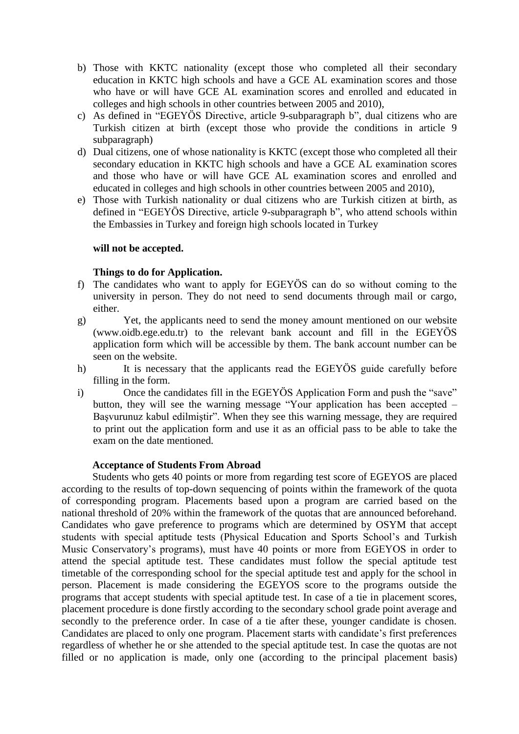b) Those with KKTC nationality (except those who completed all their secondary education in KKTC high schools and have a GCE AL examination scores and those who have or will have GCE AL examination scores and enrolled and educated in colleges and high schools in other countries between 2005 and 2010),
c) As defined in "EGEYÖS Directive, article 9-subparagraph b", dual citizens who are Turkish citizen at birth (except those who provide the conditions in article 9 subparagraph)
d) Dual citizens, one of whose nationality is KKTC (except those who completed all their secondary education in KKTC high schools and have a GCE AL examination scores and those who have or will have GCE AL examination scores and enrolled and educated in colleges and high schools in other countries between 2005 and 2010),
e) Those with Turkish nationality or dual citizens who are Turkish citizen at birth, as defined in "EGEYÖS Directive, article 9-subparagraph b", who attend schools within the Embassies in Turkey and foreign high schools located in Turkey

**will not be accepted.**

**Things to do for Application.**

f) The candidates who want to apply for EGEYÖS can do so without coming to the university in person. They do not need to send documents through mail or cargo, either.
g) Yet, the applicants need to send the money amount mentioned on our website (www.oidb.ege.edu.tr) to the relevant bank account and fill in the EGEYÖS application form which will be accessible by them. The bank account number can be seen on the website.
h) It is necessary that the applicants read the EGEYÖS guide carefully before filling in the form.
i) Once the candidates fill in the EGEYÖS Application Form and push the "save" button, they will see the warning message "Your application has been accepted – Başvurunuz kabul edilmiştir". When they see this warning message, they are required to print out the application form and use it as an official pass to be able to take the exam on the date mentioned.

**Acceptance of Students From Abroad**

Students who gets 40 points or more from regarding test score of EGEYOS are placed according to the results of top-down sequencing of points within the framework of the quota of corresponding program. Placements based upon a program are carried based on the national threshold of 20% within the framework of the quotas that are announced beforehand. Candidates who gave preference to programs which are determined by OSYM that accept students with special aptitude tests (Physical Education and Sports School's and Turkish Music Conservatory's programs), must have 40 points or more from EGEYOS in order to attend the special aptitude test. These candidates must follow the special aptitude test timetable of the corresponding school for the special aptitude test and apply for the school in person. Placement is made considering the EGEYOS score to the programs outside the programs that accept students with special aptitude test. In case of a tie in placement scores, placement procedure is done firstly according to the secondary school grade point average and secondly to the preference order. In case of a tie after these, younger candidate is chosen. Candidates are placed to only one program. Placement starts with candidate's first preferences regardless of whether he or she attended to the special aptitude test. In case the quotas are not filled or no application is made, only one (according to the principal placement basis)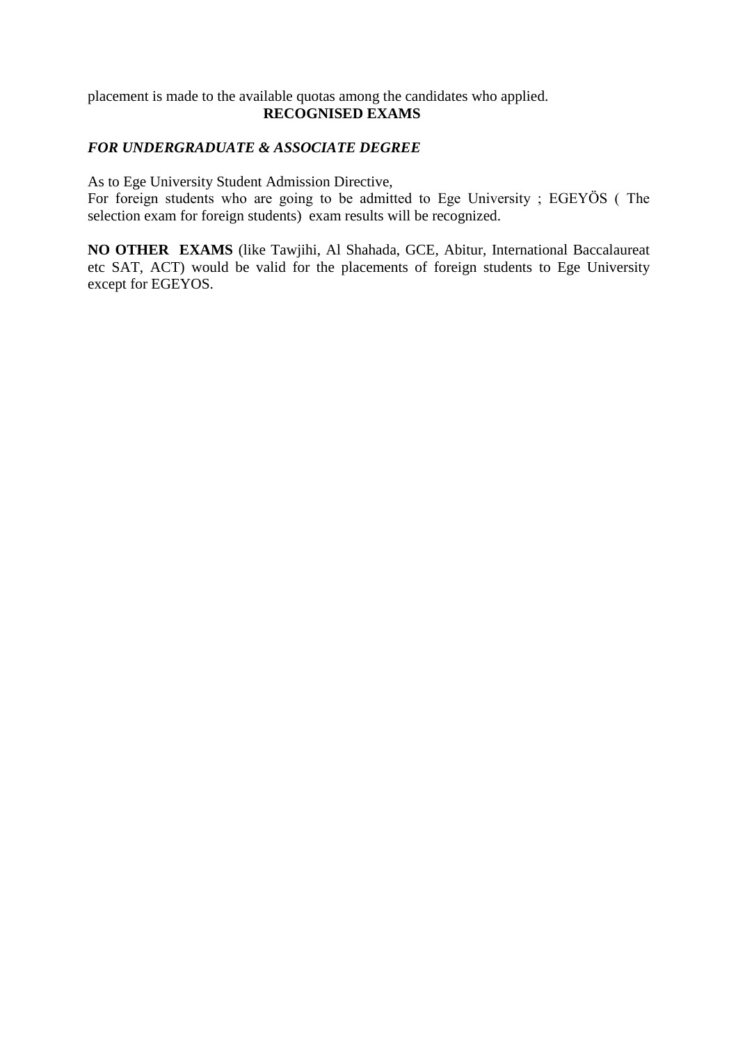placement is made to the available quotas among the candidates who applied.

## RECOGNISED EXAMS

***FOR UNDERGRADUATE & ASSOCIATE DEGREE***

As to Ege University Student Admission Directive,
For foreign students who are going to be admitted to Ege University ; EGEYÖS ( The selection exam for foreign students) exam results will be recognized.

**NO OTHER EXAMS** (like Tawjihi, Al Shahada, GCE, Abitur, International Baccalaureat etc SAT, ACT) would be valid for the placements of foreign students to Ege University except for EGEYOS.